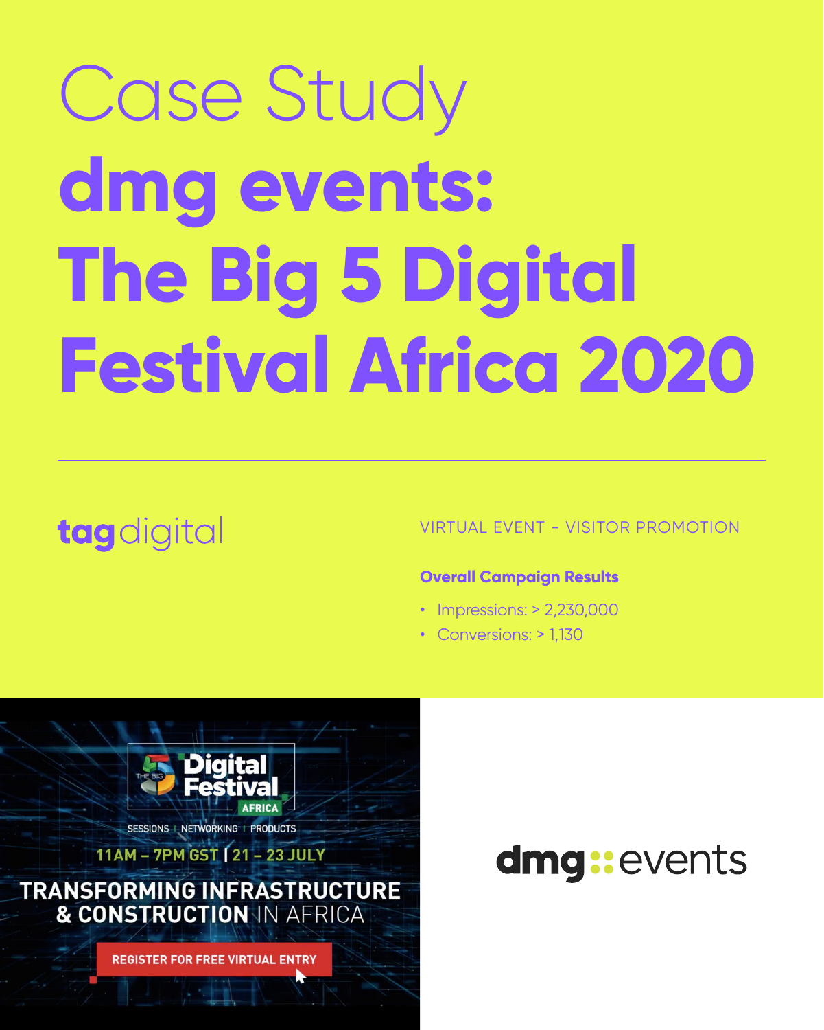# Case Study

# dmg events: The Big 5 Digital Festival Africa 2020

tagdigital

VIRTUAL EVENT - VISITOR PROMOTION

**Overall Campaign Results**

- Impressions: > 2,230,000
- Conversions: > 1,130

The Big 5 Digital Festival Africa

SESSIONS | NETWORKING | PRODUCTS

11AM – 7PM GST | 21 – 23 JULY

TRANSFORMING INFRASTRUCTURE & CONSTRUCTION IN AFRICA

REGISTER FOR FREE VIRTUAL ENTRY

dmg events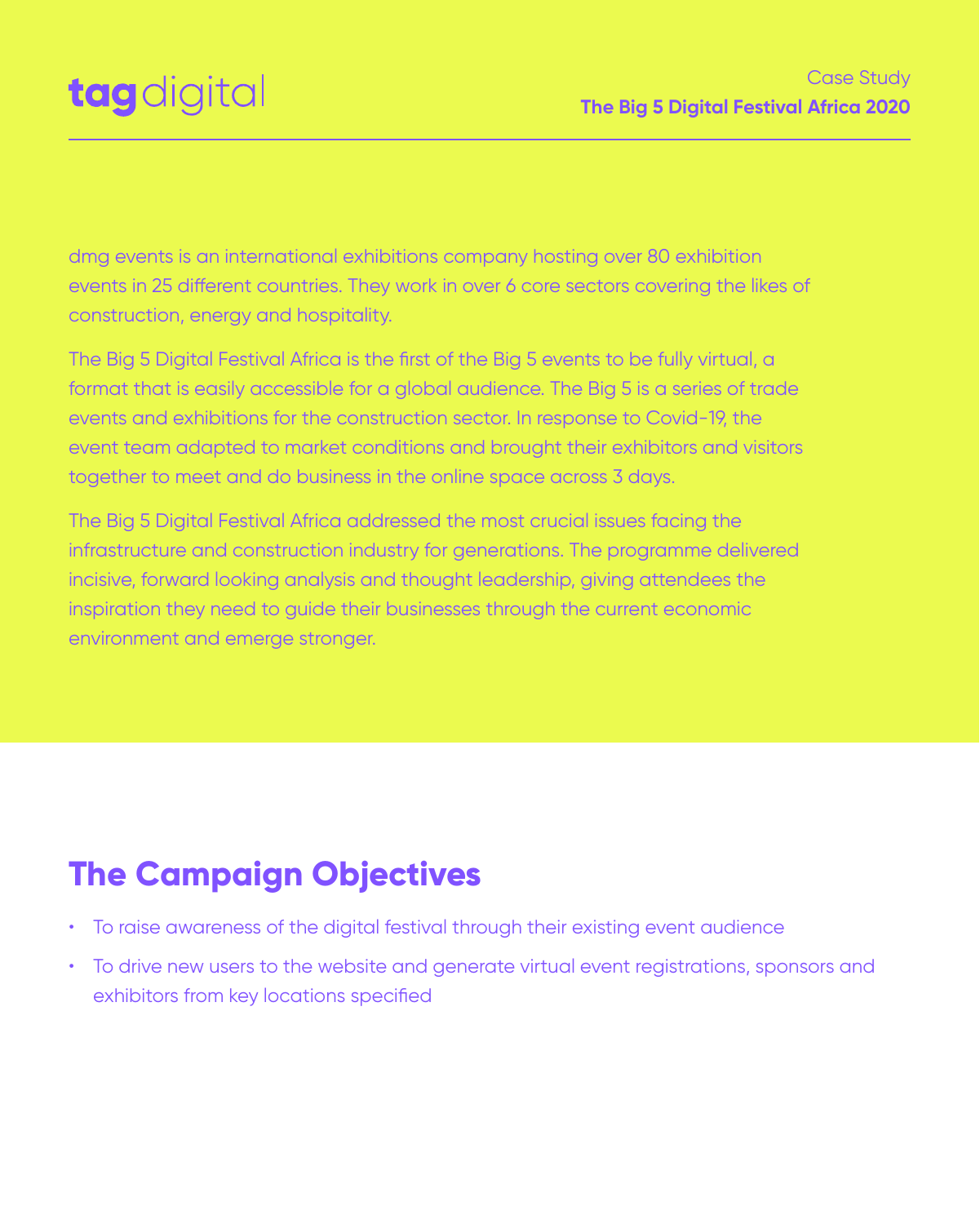tag digital

Case Study
**The Big 5 Digital Festival Africa 2020**

dmg events is an international exhibitions company hosting over 80 exhibition events in 25 different countries. They work in over 6 core sectors covering the likes of construction, energy and hospitality.

The Big 5 Digital Festival Africa is the first of the Big 5 events to be fully virtual, a format that is easily accessible for a global audience. The Big 5 is a series of trade events and exhibitions for the construction sector. In response to Covid-19, the event team adapted to market conditions and brought their exhibitors and visitors together to meet and do business in the online space across 3 days.

The Big 5 Digital Festival Africa addressed the most crucial issues facing the infrastructure and construction industry for generations. The programme delivered incisive, forward looking analysis and thought leadership, giving attendees the inspiration they need to guide their businesses through the current economic environment and emerge stronger.

## The Campaign Objectives

- To raise awareness of the digital festival through their existing event audience
- To drive new users to the website and generate virtual event registrations, sponsors and exhibitors from key locations specified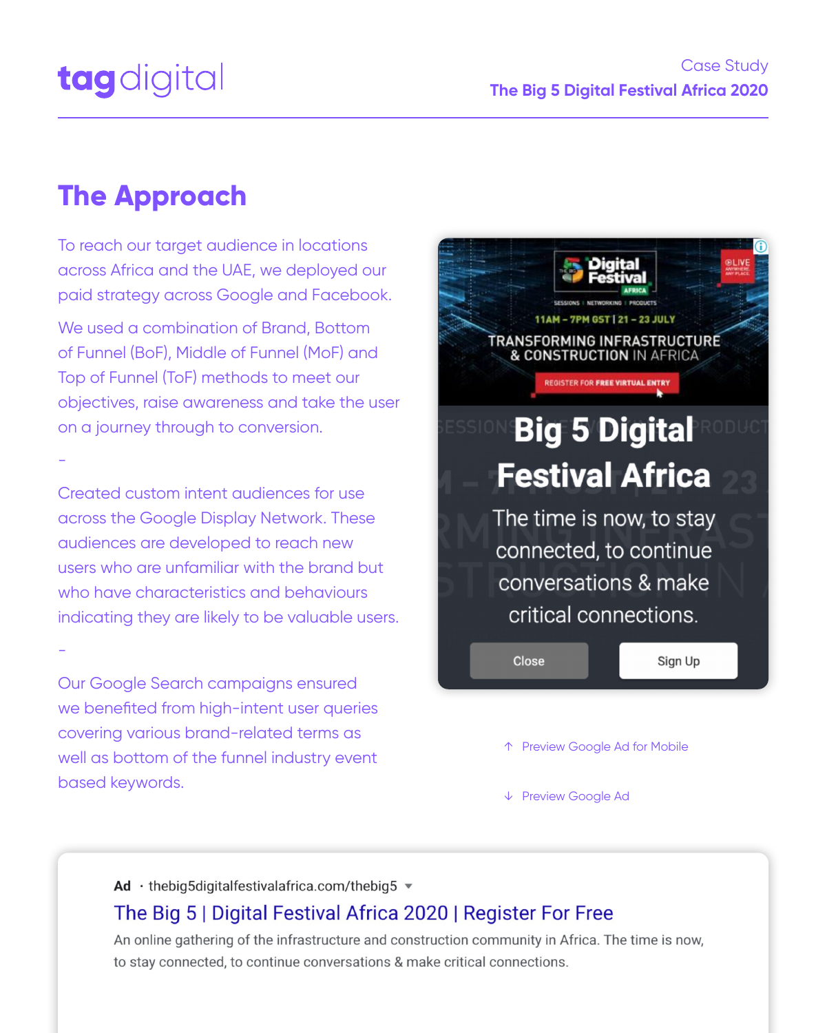## The Approach

To reach our target audience in locations across Africa and the UAE, we deployed our paid strategy across Google and Facebook.

We used a combination of Brand, Bottom of Funnel (BoF), Middle of Funnel (MoF) and Top of Funnel (ToF) methods to meet our objectives, raise awareness and take the user on a journey through to conversion.

-

Created custom intent audiences for use across the Google Display Network. These audiences are developed to reach new users who are unfamiliar with the brand but who have characteristics and behaviours indicating they are likely to be valuable users.

-

Our Google Search campaigns ensured we benefited from high-intent user queries covering various brand-related terms as well as bottom of the funnel industry event based keywords.

**Big 5 Digital Festival Africa**

The time is now, to stay connected, to continue conversations & make critical connections.

Close | Sign Up

↑ Preview Google Ad for Mobile

↓ Preview Google Ad

**Ad** · thebig5digitalfestivalafrica.com/thebig5

The Big 5 | Digital Festival Africa 2020 | Register For Free

An online gathering of the infrastructure and construction community in Africa. The time is now, to stay connected, to continue conversations & make critical connections.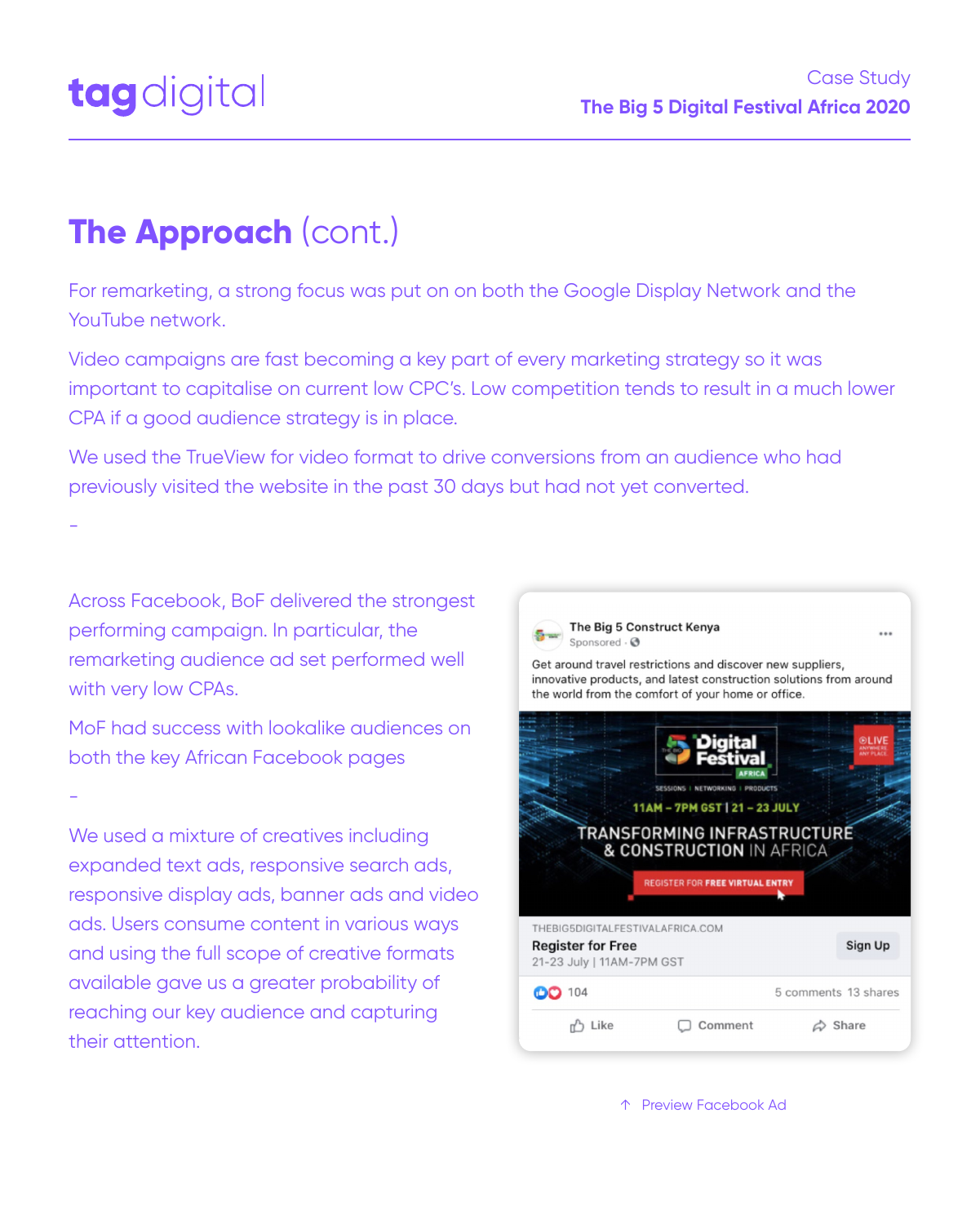# The Approach (cont.)

For remarketing, a strong focus was put on on both the Google Display Network and the YouTube network.

Video campaigns are fast becoming a key part of every marketing strategy so it was important to capitalise on current low CPC's. Low competition tends to result in a much lower CPA if a good audience strategy is in place.

We used the TrueView for video format to drive conversions from an audience who had previously visited the website in the past 30 days but had not yet converted.

-

Across Facebook, BoF delivered the strongest performing campaign. In particular, the remarketing audience ad set performed well with very low CPAs.

MoF had success with lookalike audiences on both the key African Facebook pages

-

We used a mixture of creatives including expanded text ads, responsive search ads, responsive display ads, banner ads and video ads. Users consume content in various ways and using the full scope of creative formats available gave us a greater probability of reaching our key audience and capturing their attention.

The Big 5 Construct Kenya
Sponsored ·

Get around travel restrictions and discover new suppliers, innovative products, and latest construction solutions from around the world from the comfort of your home or office.

Digital Festival AFRICA
LIVE ANYWHERE ANY PLACE
SESSIONS | NETWORKING | PRODUCTS
11AM – 7PM GST | 21 – 23 JULY
TRANSFORMING INFRASTRUCTURE & CONSTRUCTION IN AFRICA
REGISTER FOR FREE VIRTUAL ENTRY

THEBIG5DIGITALFESTIVALAFRICA.COM
**Register for Free**
21-23 July | 11AM-7PM GST
Sign Up

104 · 5 comments 13 shares

Like · Comment · Share

↑ Preview Facebook Ad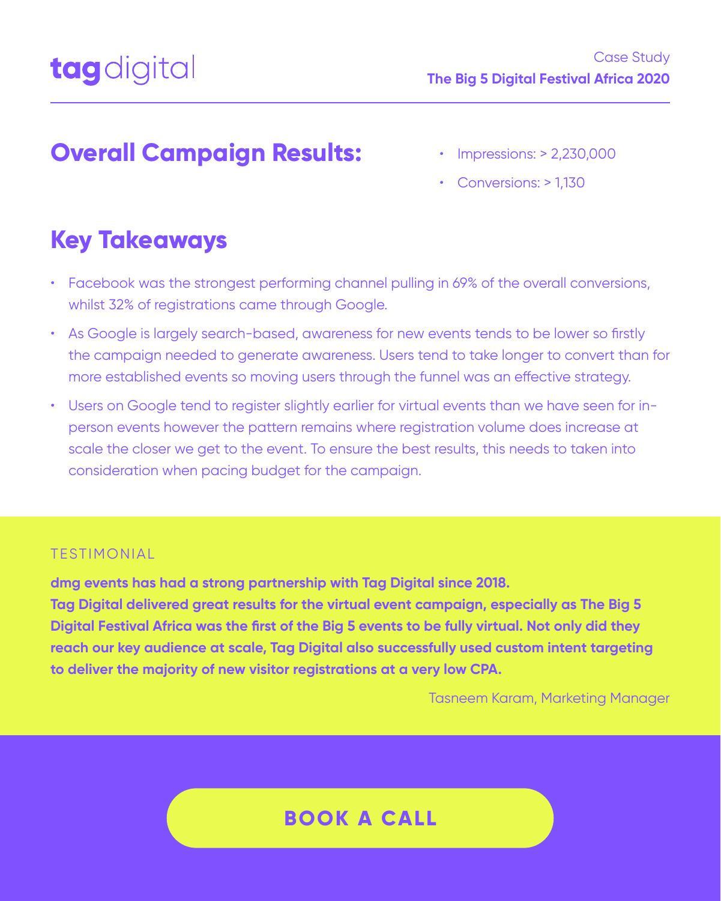tag digital

Case Study
**The Big 5 Digital Festival Africa 2020**

## Overall Campaign Results:

- Impressions: > 2,230,000
- Conversions: > 1,130

## Key Takeaways

- Facebook was the strongest performing channel pulling in 69% of the overall conversions, whilst 32% of registrations came through Google.
- As Google is largely search-based, awareness for new events tends to be lower so firstly the campaign needed to generate awareness. Users tend to take longer to convert than for more established events so moving users through the funnel was an effective strategy.
- Users on Google tend to register slightly earlier for virtual events than we have seen for in-person events however the pattern remains where registration volume does increase at scale the closer we get to the event. To ensure the best results, this needs to taken into consideration when pacing budget for the campaign.

TESTIMONIAL

**dmg events has had a strong partnership with Tag Digital since 2018.**
**Tag Digital delivered great results for the virtual event campaign, especially as The Big 5 Digital Festival Africa was the first of the Big 5 events to be fully virtual. Not only did they reach our key audience at scale, Tag Digital also successfully used custom intent targeting to deliver the majority of new visitor registrations at a very low CPA.**

Tasneem Karam, Marketing Manager

BOOK A CALL